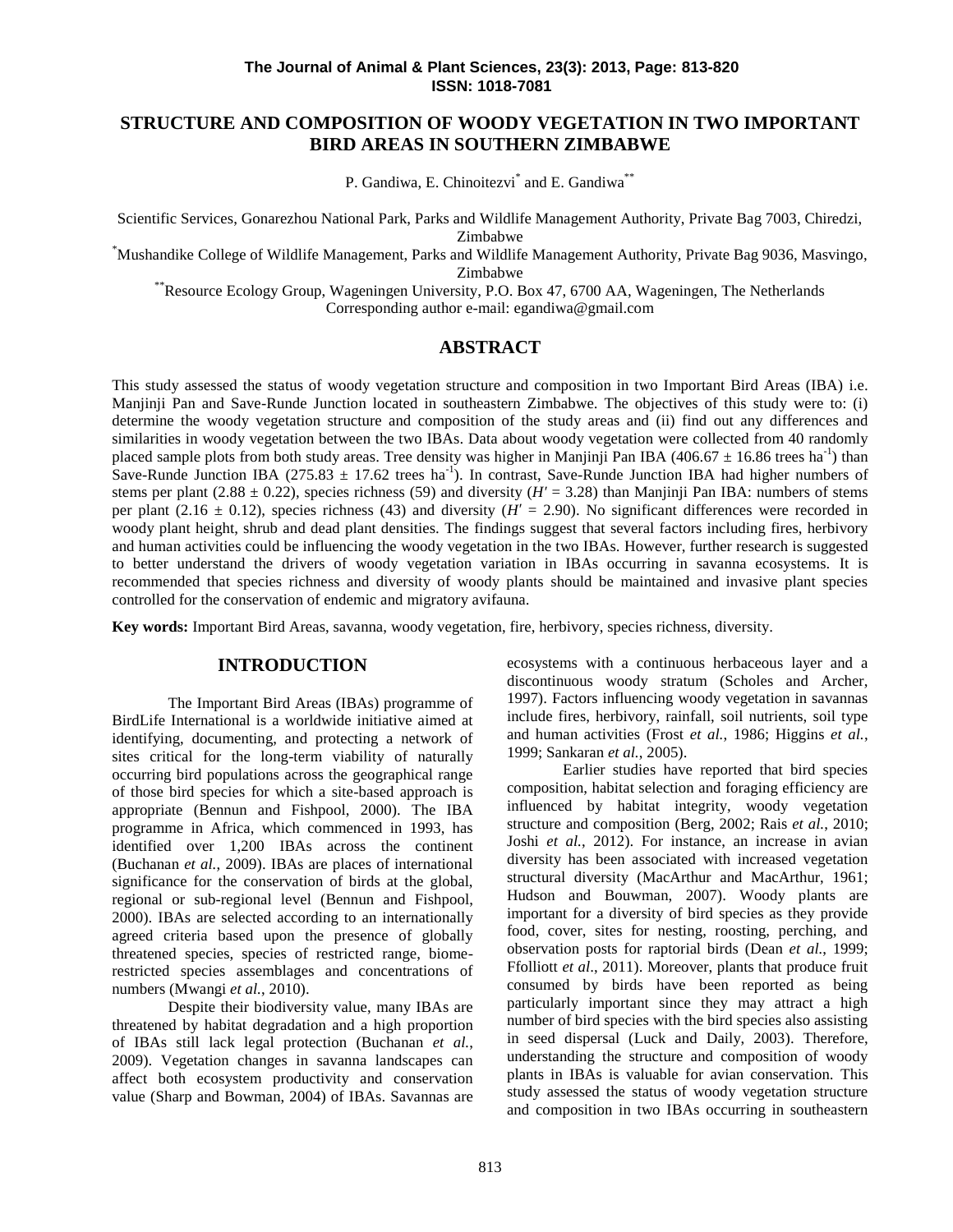# STRUCTURE AND COMPOSITION OF WOODY VEGETATION IN TWO IMPORTANT BIRD AREAS IN SOUTHERN ZIMBABWE

P. Gandiwa, E. Chinoitezvi[*] and E. Gandiwa[**]

Scientific Services, Gonarezhou National Park, Parks and Wildlife Management Authority, Private Bag 7003, Chiredzi, Zimbabwe

[*]Mushandike College of Wildlife Management, Parks and Wildlife Management Authority, Private Bag 9036, Masvingo, Zimbabwe

[**]Resource Ecology Group, Wageningen University, P.O. Box 47, 6700 AA, Wageningen, The Netherlands

Corresponding author e-mail: egandiwa@gmail.com

## ABSTRACT

This study assessed the status of woody vegetation structure and composition in two Important Bird Areas (IBA) i.e. Manjinji Pan and Save-Runde Junction located in southeastern Zimbabwe. The objectives of this study were to: (i) determine the woody vegetation structure and composition of the study areas and (ii) find out any differences and similarities in woody vegetation between the two IBAs. Data about woody vegetation were collected from 40 randomly placed sample plots from both study areas. Tree density was higher in Manjinji Pan IBA ($406.67 \pm 16.86$ trees $ha^{-1}$) than Save-Runde Junction IBA ($275.83 \pm 17.62$ trees $ha^{-1}$). In contrast, Save-Runde Junction IBA had higher numbers of stems per plant ($2.88 \pm 0.22$), species richness (59) and diversity ($H' = 3.28$) than Manjinji Pan IBA: numbers of stems per plant ($2.16 \pm 0.12$), species richness (43) and diversity ($H' = 2.90$). No significant differences were recorded in woody plant height, shrub and dead plant densities. The findings suggest that several factors including fires, herbivory and human activities could be influencing the woody vegetation in the two IBAs. However, further research is suggested to better understand the drivers of woody vegetation variation in IBAs occurring in savanna ecosystems. It is recommended that species richness and diversity of woody plants should be maintained and invasive plant species controlled for the conservation of endemic and migratory avifauna.

**Key words:** Important Bird Areas, savanna, woody vegetation, fire, herbivory, species richness, diversity.

## INTRODUCTION

The Important Bird Areas (IBAs) programme of BirdLife International is a worldwide initiative aimed at identifying, documenting, and protecting a network of sites critical for the long-term viability of naturally occurring bird populations across the geographical range of those bird species for which a site-based approach is appropriate (Bennun and Fishpool, 2000). The IBA programme in Africa, which commenced in 1993, has identified over 1,200 IBAs across the continent (Buchanan *et al.*, 2009). IBAs are places of international significance for the conservation of birds at the global, regional or sub-regional level (Bennun and Fishpool, 2000). IBAs are selected according to an internationally agreed criteria based upon the presence of globally threatened species, species of restricted range, biome-restricted species assemblages and concentrations of numbers (Mwangi *et al.*, 2010).

Despite their biodiversity value, many IBAs are threatened by habitat degradation and a high proportion of IBAs still lack legal protection (Buchanan *et al.*, 2009). Vegetation changes in savanna landscapes can affect both ecosystem productivity and conservation value (Sharp and Bowman, 2004) of IBAs. Savannas are ecosystems with a continuous herbaceous layer and a discontinuous woody stratum (Scholes and Archer, 1997). Factors influencing woody vegetation in savannas include fires, herbivory, rainfall, soil nutrients, soil type and human activities (Frost *et al.*, 1986; Higgins *et al.*, 1999; Sankaran *et al.*, 2005).

Earlier studies have reported that bird species composition, habitat selection and foraging efficiency are influenced by habitat integrity, woody vegetation structure and composition (Berg, 2002; Rais *et al.*, 2010; Joshi *et al.*, 2012). For instance, an increase in avian diversity has been associated with increased vegetation structural diversity (MacArthur and MacArthur, 1961; Hudson and Bouwman, 2007). Woody plants are important for a diversity of bird species as they provide food, cover, sites for nesting, roosting, perching, and observation posts for raptorial birds (Dean *et al.*, 1999; Ffolliott *et al.*, 2011). Moreover, plants that produce fruit consumed by birds have been reported as being particularly important since they may attract a high number of bird species with the bird species also assisting in seed dispersal (Luck and Daily, 2003). Therefore, understanding the structure and composition of woody plants in IBAs is valuable for avian conservation. This study assessed the status of woody vegetation structure and composition in two IBAs occurring in southeastern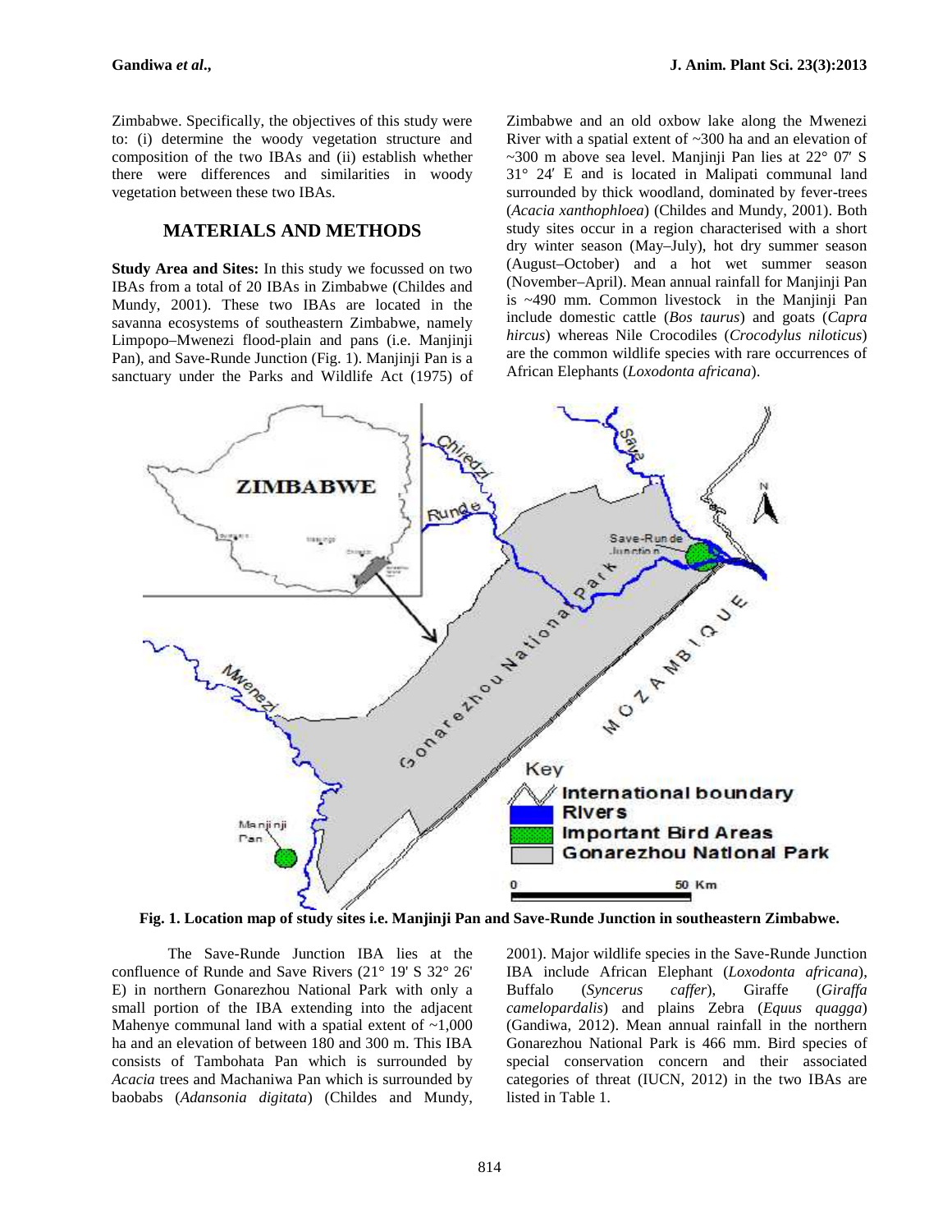Zimbabwe. Specifically, the objectives of this study were to: (i) determine the woody vegetation structure and composition of the two IBAs and (ii) establish whether there were differences and similarities in woody vegetation between these two IBAs.

## MATERIALS AND METHODS

**Study Area and Sites:** In this study we focussed on two IBAs from a total of 20 IBAs in Zimbabwe (Childes and Mundy, 2001). These two IBAs are located in the savanna ecosystems of southeastern Zimbabwe, namely Limpopo–Mwenezi flood-plain and pans (i.e. Manjinji Pan), and Save-Runde Junction (Fig. 1). Manjinji Pan is a sanctuary under the Parks and Wildlife Act (1975) of Zimbabwe and an old oxbow lake along the Mwenezi River with a spatial extent of ~300 ha and an elevation of ~300 m above sea level. Manjinji Pan lies at 22° 07′ S 31° 24′ E and is located in Malipati communal land surrounded by thick woodland, dominated by fever-trees (*Acacia xanthophloea*) (Childes and Mundy, 2001). Both study sites occur in a region characterised with a short dry winter season (May–July), hot dry summer season (August–October) and a hot wet summer season (November–April). Mean annual rainfall for Manjinji Pan is ~490 mm. Common livestock in the Manjinji Pan include domestic cattle (*Bos taurus*) and goats (*Capra hircus*) whereas Nile Crocodiles (*Crocodylus niloticus*) are the common wildlife species with rare occurrences of African Elephants (*Loxodonta africana*).

**Fig. 1. Location map of study sites i.e. Manjinji Pan and Save-Runde Junction in southeastern Zimbabwe.**

The Save-Runde Junction IBA lies at the confluence of Runde and Save Rivers (21° 19' S 32° 26' E) in northern Gonarezhou National Park with only a small portion of the IBA extending into the adjacent Mahenye communal land with a spatial extent of ~1,000 ha and an elevation of between 180 and 300 m. This IBA consists of Tambohata Pan which is surrounded by *Acacia* trees and Machaniwa Pan which is surrounded by baobabs (*Adansonia digitata*) (Childes and Mundy, 2001). Major wildlife species in the Save-Runde Junction IBA include African Elephant (*Loxodonta africana*), Buffalo (*Syncerus caffer*), Giraffe (*Giraffa camelopardalis*) and plains Zebra (*Equus quagga*) (Gandiwa, 2012). Mean annual rainfall in the northern Gonarezhou National Park is 466 mm. Bird species of special conservation concern and their associated categories of threat (IUCN, 2012) in the two IBAs are listed in Table 1.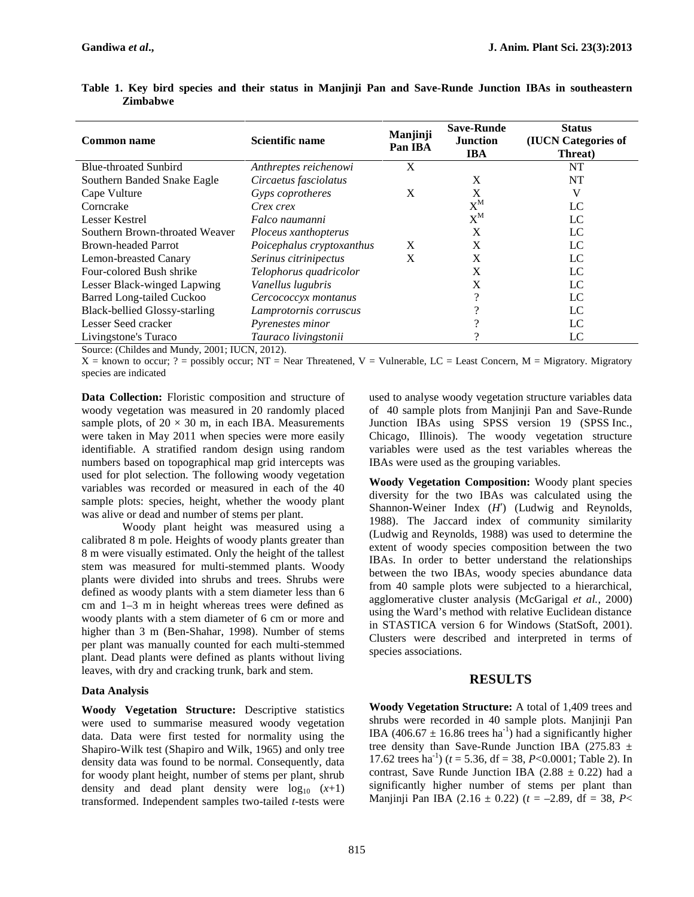**Table 1. Key bird species and their status in Manjinji Pan and Save-Runde Junction IBAs in southeastern Zimbabwe**

| Common name | Scientific name | Manjinji Pan IBA | Save-Runde Junction IBA | Status (IUCN Categories of Threat) |
|---|---|---|---|---|
| Blue-throated Sunbird | *Anthreptes reichenowi* | X | | NT |
| Southern Banded Snake Eagle | *Circaetus fasciolatus* | | X | NT |
| Cape Vulture | *Gyps coprotheres* | X | X | V |
| Corncrake | *Crex crex* | | $X^M$ | LC |
| Lesser Kestrel | *Falco naumanni* | | $X^M$ | LC |
| Southern Brown-throated Weaver | *Ploceus xanthopterus* | | X | LC |
| Brown-headed Parrot | *Poicephalus cryptoxanthus* | X | X | LC |
| Lemon-breasted Canary | *Serinus citrinipectus* | X | X | LC |
| Four-colored Bush shrike | *Telophorus quadricolor* | | X | LC |
| Lesser Black-winged Lapwing | *Vanellus lugubris* | | X | LC |
| Barred Long-tailed Cuckoo | *Cercococcyx montanus* | | ? | LC |
| Black-bellied Glossy-starling | *Lamprotornis corruscus* | | ? | LC |
| Lesser Seed cracker | *Pyrenestes minor* | | ? | LC |
| Livingstone's Turaco | *Tauraco livingstonii* | | ? | LC |

Source: (Childes and Mundy, 2001; IUCN, 2012).

X = known to occur; ? = possibly occur; NT = Near Threatened, V = Vulnerable, LC = Least Concern, M = Migratory. Migratory species are indicated

**Data Collection:** Floristic composition and structure of woody vegetation was measured in 20 randomly placed sample plots, of $20 \times 30$ m, in each IBA. Measurements were taken in May 2011 when species were more easily identifiable. A stratified random design using random numbers based on topographical map grid intercepts was used for plot selection. The following woody vegetation variables was recorded or measured in each of the 40 sample plots: species, height, whether the woody plant was alive or dead and number of stems per plant.

Woody plant height was measured using a calibrated 8 m pole. Heights of woody plants greater than 8 m were visually estimated. Only the height of the tallest stem was measured for multi-stemmed plants. Woody plants were divided into shrubs and trees. Shrubs were defined as woody plants with a stem diameter less than 6 cm and 1–3 m in height whereas trees were defined as woody plants with a stem diameter of 6 cm or more and higher than 3 m (Ben-Shahar, 1998). Number of stems per plant was manually counted for each multi-stemmed plant. Dead plants were defined as plants without living leaves, with dry and cracking trunk, bark and stem.

### Data Analysis

**Woody Vegetation Structure:** Descriptive statistics were used to summarise measured woody vegetation data. Data were first tested for normality using the Shapiro-Wilk test (Shapiro and Wilk, 1965) and only tree density data was found to be normal. Consequently, data for woody plant height, number of stems per plant, shrub density and dead plant density were $\log_{10}(x+1)$ transformed. Independent samples two-tailed *t*-tests were used to analyse woody vegetation structure variables data of 40 sample plots from Manjinji Pan and Save-Runde Junction IBAs using SPSS version 19 (SPSS Inc., Chicago, Illinois). The woody vegetation structure variables were used as the test variables whereas the IBAs were used as the grouping variables.

**Woody Vegetation Composition:** Woody plant species diversity for the two IBAs was calculated using the Shannon-Weiner Index ($H'$) (Ludwig and Reynolds, 1988). The Jaccard index of community similarity (Ludwig and Reynolds, 1988) was used to determine the extent of woody species composition between the two IBAs. In order to better understand the relationships between the two IBAs, woody species abundance data from 40 sample plots were subjected to a hierarchical, agglomerative cluster analysis (McGarigal *et al.*, 2000) using the Ward's method with relative Euclidean distance in STASTICA version 6 for Windows (StatSoft, 2001). Clusters were described and interpreted in terms of species associations.

## RESULTS

**Woody Vegetation Structure:** A total of 1,409 trees and shrubs were recorded in 40 sample plots. Manjinji Pan IBA ($406.67 \pm 16.86$ trees ha$^{-1}$) had a significantly higher tree density than Save-Runde Junction IBA ($275.83 \pm 17.62$ trees ha$^{-1}$) ($t = 5.36$, df = 38, $P<0.0001$; Table 2). In contrast, Save Runde Junction IBA ($2.88 \pm 0.22$) had a significantly higher number of stems per plant than Manjinji Pan IBA ($2.16 \pm 0.22$) ($t = -2.89$, df = 38, $P<$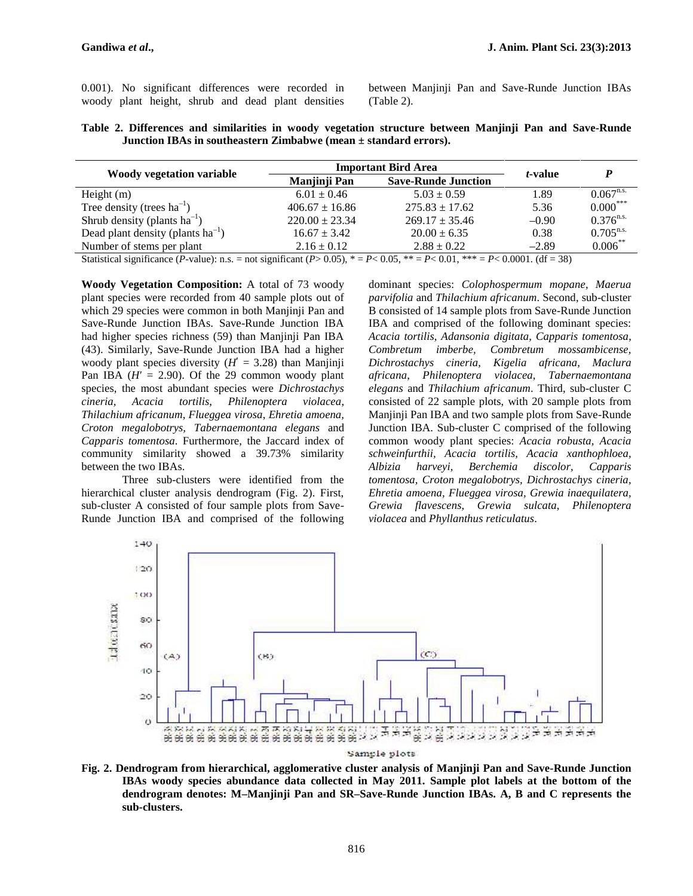0.001). No significant differences were recorded in woody plant height, shrub and dead plant densities between Manjinji Pan and Save-Runde Junction IBAs (Table 2).

**Table 2. Differences and similarities in woody vegetation structure between Manjinji Pan and Save-Runde Junction IBAs in southeastern Zimbabwe (mean ± standard errors).**

| Woody vegetation variable | Important Bird Area | | *t*-value | *P* |
|---|---|---|---|---|
| | Manjinji Pan | Save-Runde Junction | | |
| Height (m) | 6.01 ± 0.46 | 5.03 ± 0.59 | 1.89 | $0.067^{n.s.}$ |
| Tree density (trees $ha^{-1}$) | 406.67 ± 16.86 | 275.83 ± 17.62 | 5.36 | $0.000^{***}$ |
| Shrub density (plants $ha^{-1}$) | 220.00 ± 23.34 | 269.17 ± 35.46 | –0.90 | $0.376^{n.s.}$ |
| Dead plant density (plants $ha^{-1}$) | 16.67 ± 3.42 | 20.00 ± 6.35 | 0.38 | $0.705^{n.s.}$ |
| Number of stems per plant | 2.16 ± 0.12 | 2.88 ± 0.22 | –2.89 | $0.006^{**}$ |

Statistical significance (*P*-value): n.s. = not significant ($P > 0.05$), * = $P < 0.05$, ** = $P < 0.01$, *** = $P < 0.0001$. (df = 38)

**Woody Vegetation Composition:** A total of 73 woody plant species were recorded from 40 sample plots out of which 29 species were common in both Manjinji Pan and Save-Runde Junction IBAs. Save-Runde Junction IBA had higher species richness (59) than Manjinji Pan IBA (43). Similarly, Save-Runde Junction IBA had a higher woody plant species diversity ($H' = 3.28$) than Manjinji Pan IBA ($H' = 2.90$). Of the 29 common woody plant species, the most abundant species were *Dichrostachys cineria, Acacia tortilis, Philenoptera violacea, Thilachium africanum, Flueggea virosa, Ehretia amoena, Croton megalobotrys, Tabernaemontana elegans* and *Capparis tomentosa*. Furthermore, the Jaccard index of community similarity showed a 39.73% similarity between the two IBAs.

Three sub-clusters were identified from the hierarchical cluster analysis dendrogram (Fig. 2). First, sub-cluster A consisted of four sample plots from Save-Runde Junction IBA and comprised of the following dominant species: *Colophospermum mopane, Maerua parvifolia* and *Thilachium africanum*. Second, sub-cluster B consisted of 14 sample plots from Save-Runde Junction IBA and comprised of the following dominant species: *Acacia tortilis, Adansonia digitata, Capparis tomentosa, Combretum imberbe, Combretum mossambicense, Dichrostachys cineria, Kigelia africana, Maclura africana, Philenoptera violacea, Tabernaemontana elegans* and *Thilachium africanum*. Third, sub-cluster C consisted of 22 sample plots, with 20 sample plots from Manjinji Pan IBA and two sample plots from Save-Runde Junction IBA. Sub-cluster C comprised of the following common woody plant species: *Acacia robusta, Acacia schweinfurthii, Acacia tortilis, Acacia xanthophloea, Albizia harveyi, Berchemia discolor, Capparis tomentosa, Croton megalobotrys, Dichrostachys cineria, Ehretia amoena, Flueggea virosa, Grewia inaequilatera, Grewia flavescens, Grewia sulcata, Philenoptera violacea* and *Phyllanthus reticulatus*.

**Fig. 2. Dendrogram from hierarchical, agglomerative cluster analysis of Manjinji Pan and Save-Runde Junction IBAs woody species abundance data collected in May 2011. Sample plot labels at the bottom of the dendrogram denotes: M–Manjinji Pan and SR–Save-Runde Junction IBAs. A, B and C represents the sub-clusters.**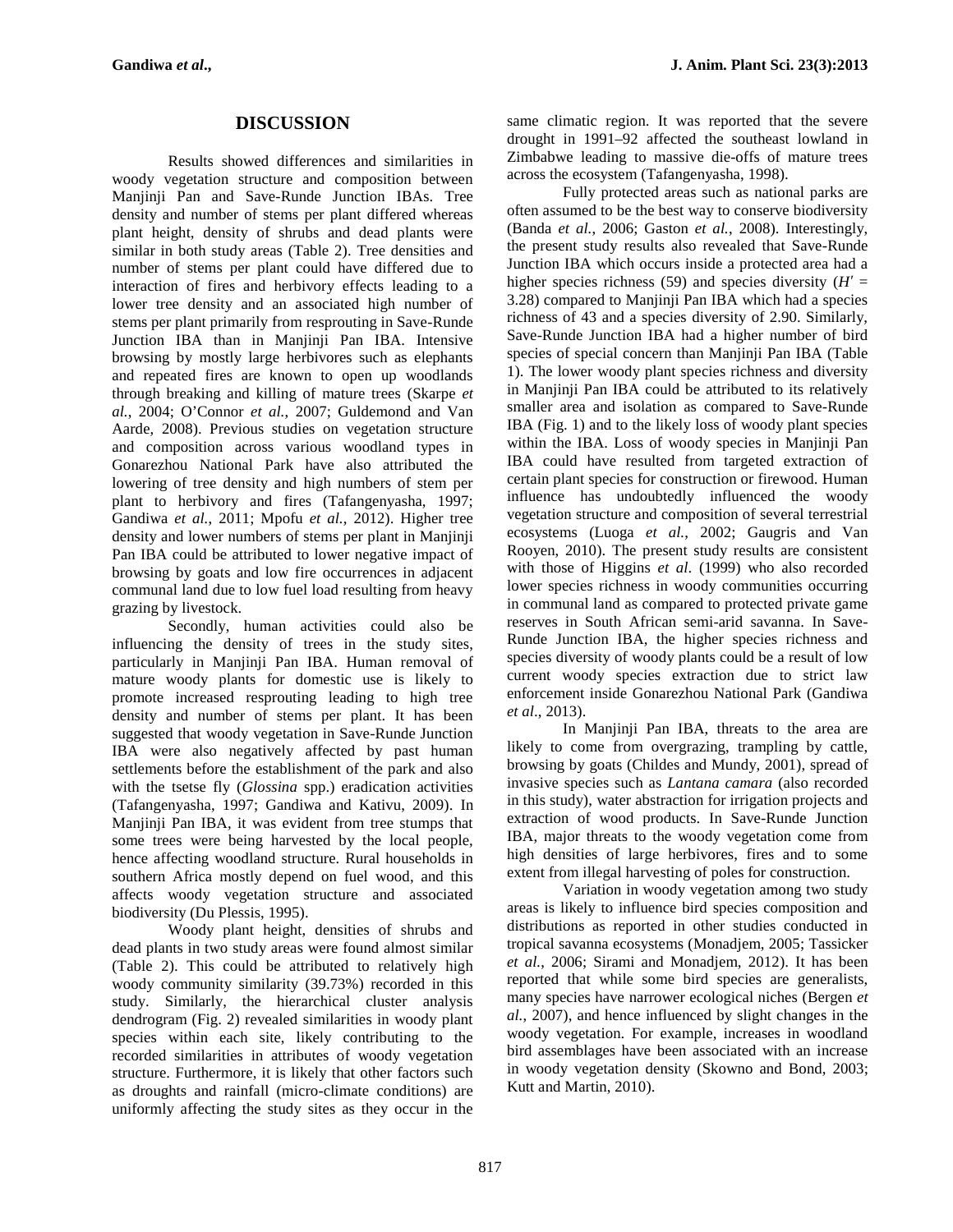## DISCUSSION

Results showed differences and similarities in woody vegetation structure and composition between Manjinji Pan and Save-Runde Junction IBAs. Tree density and number of stems per plant differed whereas plant height, density of shrubs and dead plants were similar in both study areas (Table 2). Tree densities and number of stems per plant could have differed due to interaction of fires and herbivory effects leading to a lower tree density and an associated high number of stems per plant primarily from resprouting in Save-Runde Junction IBA than in Manjinji Pan IBA. Intensive browsing by mostly large herbivores such as elephants and repeated fires are known to open up woodlands through breaking and killing of mature trees (Skarpe *et al.*, 2004; O'Connor *et al.*, 2007; Guldemond and Van Aarde, 2008). Previous studies on vegetation structure and composition across various woodland types in Gonarezhou National Park have also attributed the lowering of tree density and high numbers of stem per plant to herbivory and fires (Tafangenyasha, 1997; Gandiwa *et al.*, 2011; Mpofu *et al.*, 2012). Higher tree density and lower numbers of stems per plant in Manjinji Pan IBA could be attributed to lower negative impact of browsing by goats and low fire occurrences in adjacent communal land due to low fuel load resulting from heavy grazing by livestock.

Secondly, human activities could also be influencing the density of trees in the study sites, particularly in Manjinji Pan IBA. Human removal of mature woody plants for domestic use is likely to promote increased resprouting leading to high tree density and number of stems per plant. It has been suggested that woody vegetation in Save-Runde Junction IBA were also negatively affected by past human settlements before the establishment of the park and also with the tsetse fly (*Glossina* spp.) eradication activities (Tafangenyasha, 1997; Gandiwa and Kativu, 2009). In Manjinji Pan IBA, it was evident from tree stumps that some trees were being harvested by the local people, hence affecting woodland structure. Rural households in southern Africa mostly depend on fuel wood, and this affects woody vegetation structure and associated biodiversity (Du Plessis, 1995).

Woody plant height, densities of shrubs and dead plants in two study areas were found almost similar (Table 2). This could be attributed to relatively high woody community similarity (39.73%) recorded in this study. Similarly, the hierarchical cluster analysis dendrogram (Fig. 2) revealed similarities in woody plant species within each site, likely contributing to the recorded similarities in attributes of woody vegetation structure. Furthermore, it is likely that other factors such as droughts and rainfall (micro-climate conditions) are uniformly affecting the study sites as they occur in the same climatic region. It was reported that the severe drought in 1991–92 affected the southeast lowland in Zimbabwe leading to massive die-offs of mature trees across the ecosystem (Tafangenyasha, 1998).

Fully protected areas such as national parks are often assumed to be the best way to conserve biodiversity (Banda *et al.*, 2006; Gaston *et al.*, 2008). Interestingly, the present study results also revealed that Save-Runde Junction IBA which occurs inside a protected area had a higher species richness (59) and species diversity ($H' = 3.28$) compared to Manjinji Pan IBA which had a species richness of 43 and a species diversity of 2.90. Similarly, Save-Runde Junction IBA had a higher number of bird species of special concern than Manjinji Pan IBA (Table 1). The lower woody plant species richness and diversity in Manjinji Pan IBA could be attributed to its relatively smaller area and isolation as compared to Save-Runde IBA (Fig. 1) and to the likely loss of woody plant species within the IBA. Loss of woody species in Manjinji Pan IBA could have resulted from targeted extraction of certain plant species for construction or firewood. Human influence has undoubtedly influenced the woody vegetation structure and composition of several terrestrial ecosystems (Luoga *et al.*, 2002; Gaugris and Van Rooyen, 2010). The present study results are consistent with those of Higgins *et al*. (1999) who also recorded lower species richness in woody communities occurring in communal land as compared to protected private game reserves in South African semi-arid savanna. In Save-Runde Junction IBA, the higher species richness and species diversity of woody plants could be a result of low current woody species extraction due to strict law enforcement inside Gonarezhou National Park (Gandiwa *et al*., 2013).

In Manjinji Pan IBA, threats to the area are likely to come from overgrazing, trampling by cattle, browsing by goats (Childes and Mundy, 2001), spread of invasive species such as *Lantana camara* (also recorded in this study), water abstraction for irrigation projects and extraction of wood products. In Save-Runde Junction IBA, major threats to the woody vegetation come from high densities of large herbivores, fires and to some extent from illegal harvesting of poles for construction.

Variation in woody vegetation among two study areas is likely to influence bird species composition and distributions as reported in other studies conducted in tropical savanna ecosystems (Monadjem, 2005; Tassicker *et al.*, 2006; Sirami and Monadjem, 2012). It has been reported that while some bird species are generalists, many species have narrower ecological niches (Bergen *et al.*, 2007), and hence influenced by slight changes in the woody vegetation. For example, increases in woodland bird assemblages have been associated with an increase in woody vegetation density (Skowno and Bond, 2003; Kutt and Martin, 2010).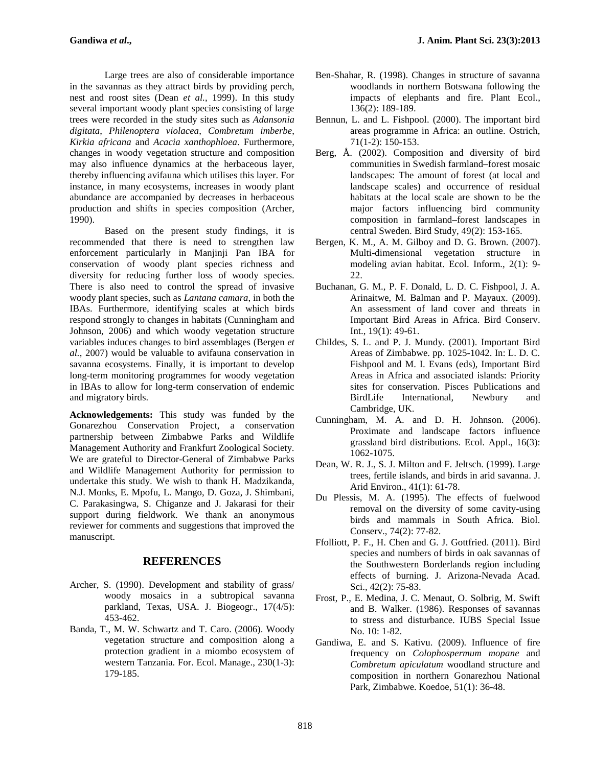Large trees are also of considerable importance in the savannas as they attract birds by providing perch, nest and roost sites (Dean *et al.*, 1999). In this study several important woody plant species consisting of large trees were recorded in the study sites such as *Adansonia digitata*, *Philenoptera violacea*, *Combretum imberbe*, *Kirkia africana* and *Acacia xanthophloea*. Furthermore, changes in woody vegetation structure and composition may also influence dynamics at the herbaceous layer, thereby influencing avifauna which utilises this layer. For instance, in many ecosystems, increases in woody plant abundance are accompanied by decreases in herbaceous production and shifts in species composition (Archer, 1990).

Based on the present study findings, it is recommended that there is need to strengthen law enforcement particularly in Manjinji Pan IBA for conservation of woody plant species richness and diversity for reducing further loss of woody species. There is also need to control the spread of invasive woody plant species, such as *Lantana camara*, in both the IBAs. Furthermore, identifying scales at which birds respond strongly to changes in habitats (Cunningham and Johnson, 2006) and which woody vegetation structure variables induces changes to bird assemblages (Bergen *et al.*, 2007) would be valuable to avifauna conservation in savanna ecosystems. Finally, it is important to develop long-term monitoring programmes for woody vegetation in IBAs to allow for long-term conservation of endemic and migratory birds.

**Acknowledgements:** This study was funded by the Gonarezhou Conservation Project, a conservation partnership between Zimbabwe Parks and Wildlife Management Authority and Frankfurt Zoological Society. We are grateful to Director-General of Zimbabwe Parks and Wildlife Management Authority for permission to undertake this study. We wish to thank H. Madzikanda, N.J. Monks, E. Mpofu, L. Mango, D. Goza, J. Shimbani, C. Parakasingwa, S. Chiganze and J. Jakarasi for their support during fieldwork. We thank an anonymous reviewer for comments and suggestions that improved the manuscript.

## REFERENCES

Archer, S. (1990). Development and stability of grass/ woody mosaics in a subtropical savanna parkland, Texas, USA. J. Biogeogr., 17(4/5): 453-462.

Banda, T., M. W. Schwartz and T. Caro. (2006). Woody vegetation structure and composition along a protection gradient in a miombo ecosystem of western Tanzania. For. Ecol. Manage., 230(1-3): 179-185.

Ben-Shahar, R. (1998). Changes in structure of savanna woodlands in northern Botswana following the impacts of elephants and fire. Plant Ecol., 136(2): 189-189.

Bennun, L. and L. Fishpool. (2000). The important bird areas programme in Africa: an outline. Ostrich, 71(1-2): 150-153.

Berg, Å. (2002). Composition and diversity of bird communities in Swedish farmland–forest mosaic landscapes: The amount of forest (at local and landscape scales) and occurrence of residual habitats at the local scale are shown to be the major factors influencing bird community composition in farmland–forest landscapes in central Sweden. Bird Study, 49(2): 153-165.

Bergen, K. M., A. M. Gilboy and D. G. Brown. (2007). Multi-dimensional vegetation structure in modeling avian habitat. Ecol. Inform., 2(1): 9-22.

Buchanan, G. M., P. F. Donald, L. D. C. Fishpool, J. A. Arinaitwe, M. Balman and P. Mayaux. (2009). An assessment of land cover and threats in Important Bird Areas in Africa. Bird Conserv. Int., 19(1): 49-61.

Childes, S. L. and P. J. Mundy. (2001). Important Bird Areas of Zimbabwe. pp. 1025-1042. In: L. D. C. Fishpool and M. I. Evans (eds), Important Bird Areas in Africa and associated islands: Priority sites for conservation. Pisces Publications and BirdLife International, Newbury and Cambridge, UK.

Cunningham, M. A. and D. H. Johnson. (2006). Proximate and landscape factors influence grassland bird distributions. Ecol. Appl., 16(3): 1062-1075.

Dean, W. R. J., S. J. Milton and F. Jeltsch. (1999). Large trees, fertile islands, and birds in arid savanna. J. Arid Environ., 41(1): 61-78.

Du Plessis, M. A. (1995). The effects of fuelwood removal on the diversity of some cavity-using birds and mammals in South Africa. Biol. Conserv., 74(2): 77-82.

Ffolliott, P. F., H. Chen and G. J. Gottfried. (2011). Bird species and numbers of birds in oak savannas of the Southwestern Borderlands region including effects of burning. J. Arizona-Nevada Acad. Sci., 42(2): 75-83.

Frost, P., E. Medina, J. C. Menaut, O. Solbrig, M. Swift and B. Walker. (1986). Responses of savannas to stress and disturbance. IUBS Special Issue No. 10: 1-82.

Gandiwa, E. and S. Kativu. (2009). Influence of fire frequency on *Colophospermum mopane* and *Combretum apiculatum* woodland structure and composition in northern Gonarezhou National Park, Zimbabwe. Koedoe, 51(1): 36-48.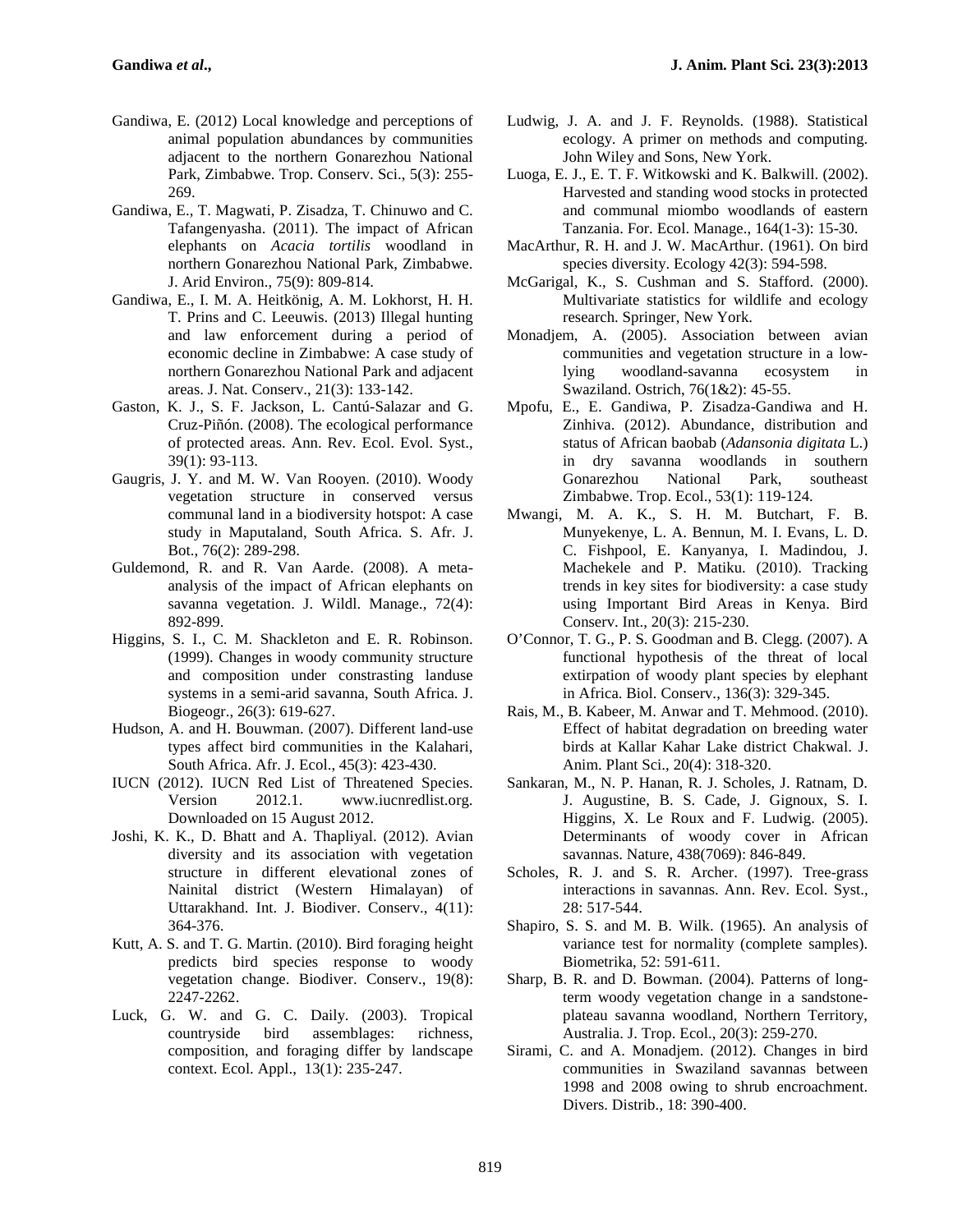Gandiwa, E. (2012) Local knowledge and perceptions of animal population abundances by communities adjacent to the northern Gonarezhou National Park, Zimbabwe. Trop. Conserv. Sci., 5(3): 255-269.

Gandiwa, E., T. Magwati, P. Zisadza, T. Chinuwo and C. Tafangenyasha. (2011). The impact of African elephants on *Acacia tortilis* woodland in northern Gonarezhou National Park, Zimbabwe. J. Arid Environ., 75(9): 809-814.

Gandiwa, E., I. M. A. Heitkönig, A. M. Lokhorst, H. H. T. Prins and C. Leeuwis. (2013) Illegal hunting and law enforcement during a period of economic decline in Zimbabwe: A case study of northern Gonarezhou National Park and adjacent areas. J. Nat. Conserv., 21(3): 133-142.

Gaston, K. J., S. F. Jackson, L. Cantú-Salazar and G. Cruz-Piñón. (2008). The ecological performance of protected areas. Ann. Rev. Ecol. Evol. Syst., 39(1): 93-113.

Gaugris, J. Y. and M. W. Van Rooyen. (2010). Woody vegetation structure in conserved versus communal land in a biodiversity hotspot: A case study in Maputaland, South Africa. S. Afr. J. Bot., 76(2): 289-298.

Guldemond, R. and R. Van Aarde. (2008). A meta-analysis of the impact of African elephants on savanna vegetation. J. Wildl. Manage., 72(4): 892-899.

Higgins, S. I., C. M. Shackleton and E. R. Robinson. (1999). Changes in woody community structure and composition under constrasting landuse systems in a semi-arid savanna, South Africa. J. Biogeogr., 26(3): 619-627.

Hudson, A. and H. Bouwman. (2007). Different land-use types affect bird communities in the Kalahari, South Africa. Afr. J. Ecol., 45(3): 423-430.

IUCN (2012). IUCN Red List of Threatened Species. Version 2012.1. www.iucnredlist.org. Downloaded on 15 August 2012.

Joshi, K. K., D. Bhatt and A. Thapliyal. (2012). Avian diversity and its association with vegetation structure in different elevational zones of Nainital district (Western Himalayan) of Uttarakhand. Int. J. Biodiver. Conserv., 4(11): 364-376.

Kutt, A. S. and T. G. Martin. (2010). Bird foraging height predicts bird species response to woody vegetation change. Biodiver. Conserv., 19(8): 2247-2262.

Luck, G. W. and G. C. Daily. (2003). Tropical countryside bird assemblages: richness, composition, and foraging differ by landscape context. Ecol. Appl., 13(1): 235-247.

Ludwig, J. A. and J. F. Reynolds. (1988). Statistical ecology. A primer on methods and computing. John Wiley and Sons, New York.

Luoga, E. J., E. T. F. Witkowski and K. Balkwill. (2002). Harvested and standing wood stocks in protected and communal miombo woodlands of eastern Tanzania. For. Ecol. Manage., 164(1-3): 15-30.

MacArthur, R. H. and J. W. MacArthur. (1961). On bird species diversity. Ecology 42(3): 594-598.

McGarigal, K., S. Cushman and S. Stafford. (2000). Multivariate statistics for wildlife and ecology research. Springer, New York.

Monadjem, A. (2005). Association between avian communities and vegetation structure in a low-lying woodland-savanna ecosystem in Swaziland. Ostrich, 76(1&2): 45-55.

Mpofu, E., E. Gandiwa, P. Zisadza-Gandiwa and H. Zinhiva. (2012). Abundance, distribution and status of African baobab (*Adansonia digitata* L.) in dry savanna woodlands in southern Gonarezhou National Park, southeast Zimbabwe. Trop. Ecol., 53(1): 119-124.

Mwangi, M. A. K., S. H. M. Butchart, F. B. Munyekenye, L. A. Bennun, M. I. Evans, L. D. C. Fishpool, E. Kanyanya, I. Madindou, J. Machekele and P. Matiku. (2010). Tracking trends in key sites for biodiversity: a case study using Important Bird Areas in Kenya. Bird Conserv. Int., 20(3): 215-230.

O'Connor, T. G., P. S. Goodman and B. Clegg. (2007). A functional hypothesis of the threat of local extirpation of woody plant species by elephant in Africa. Biol. Conserv., 136(3): 329-345.

Rais, M., B. Kabeer, M. Anwar and T. Mehmood. (2010). Effect of habitat degradation on breeding water birds at Kallar Kahar Lake district Chakwal. J. Anim. Plant Sci., 20(4): 318-320.

Sankaran, M., N. P. Hanan, R. J. Scholes, J. Ratnam, D. J. Augustine, B. S. Cade, J. Gignoux, S. I. Higgins, X. Le Roux and F. Ludwig. (2005). Determinants of woody cover in African savannas. Nature, 438(7069): 846-849.

Scholes, R. J. and S. R. Archer. (1997). Tree-grass interactions in savannas. Ann. Rev. Ecol. Syst., 28: 517-544.

Shapiro, S. S. and M. B. Wilk. (1965). An analysis of variance test for normality (complete samples). Biometrika, 52: 591-611.

Sharp, B. R. and D. Bowman. (2004). Patterns of long-term woody vegetation change in a sandstone-plateau savanna woodland, Northern Territory, Australia. J. Trop. Ecol., 20(3): 259-270.

Sirami, C. and A. Monadjem. (2012). Changes in bird communities in Swaziland savannas between 1998 and 2008 owing to shrub encroachment. Divers. Distrib., 18: 390-400.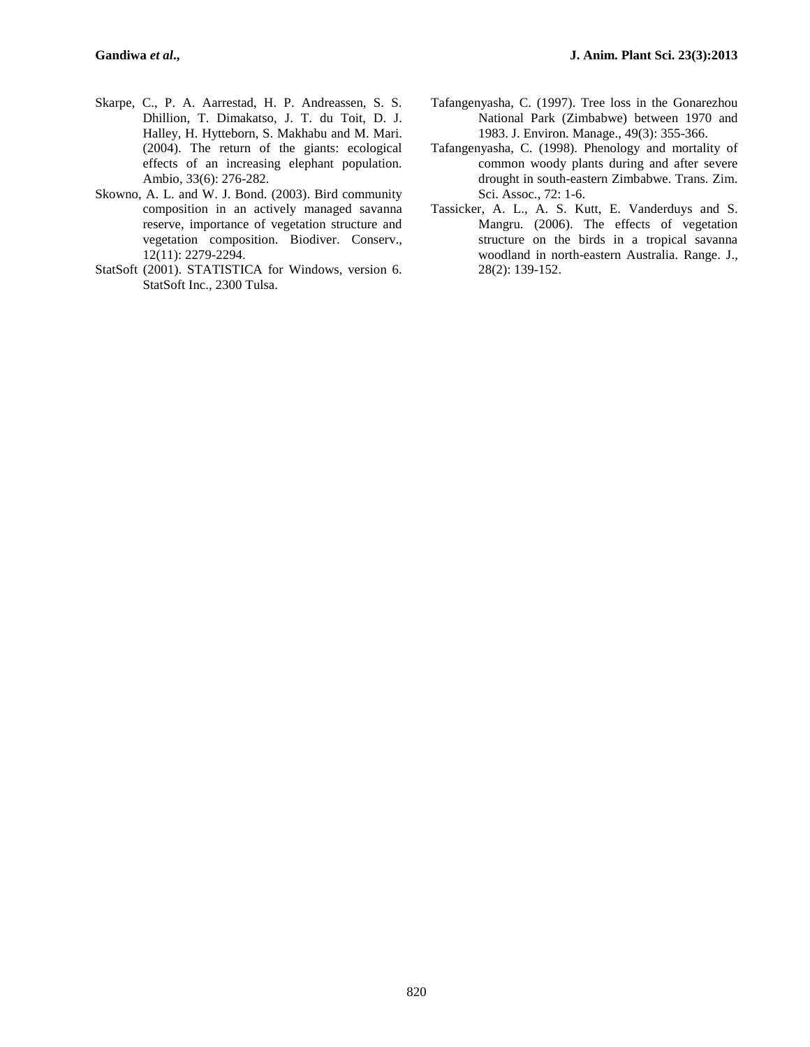Skarpe, C., P. A. Aarrestad, H. P. Andreassen, S. S. Dhillion, T. Dimakatso, J. T. du Toit, D. J. Halley, H. Hytteborn, S. Makhabu and M. Mari. (2004). The return of the giants: ecological effects of an increasing elephant population. Ambio, 33(6): 276-282.

Skowno, A. L. and W. J. Bond. (2003). Bird community composition in an actively managed savanna reserve, importance of vegetation structure and vegetation composition. Biodiver. Conserv., 12(11): 2279-2294.

StatSoft (2001). STATISTICA for Windows, version 6. StatSoft Inc., 2300 Tulsa.

Tafangenyasha, C. (1997). Tree loss in the Gonarezhou National Park (Zimbabwe) between 1970 and 1983. J. Environ. Manage., 49(3): 355-366.

Tafangenyasha, C. (1998). Phenology and mortality of common woody plants during and after severe drought in south-eastern Zimbabwe. Trans. Zim. Sci. Assoc., 72: 1-6.

Tassicker, A. L., A. S. Kutt, E. Vanderduys and S. Mangru. (2006). The effects of vegetation structure on the birds in a tropical savanna woodland in north-eastern Australia. Range. J., 28(2): 139-152.